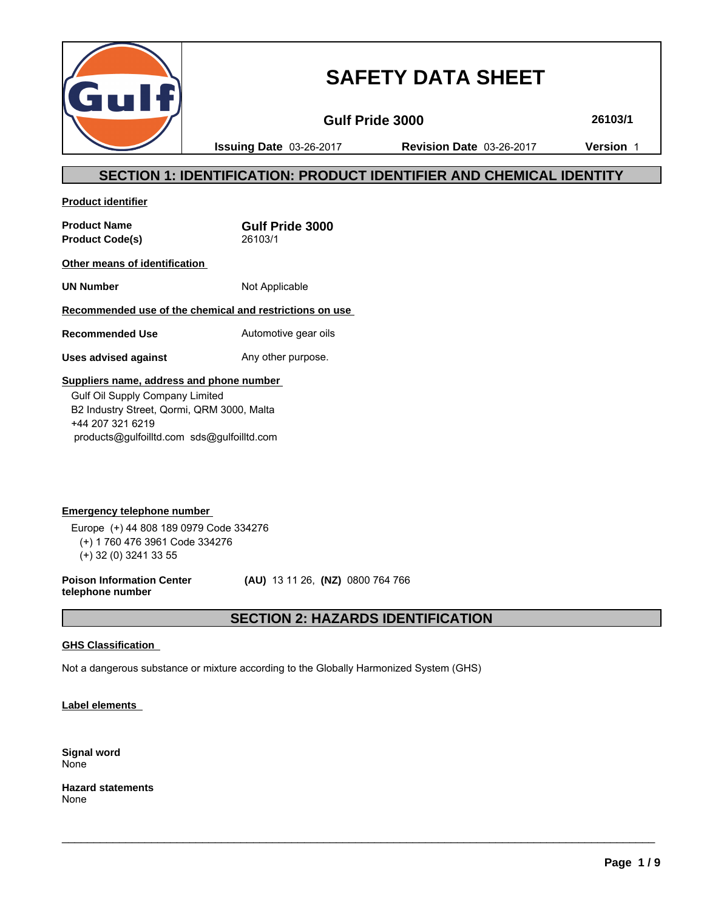# SAFETY DATA SHEET

**Gulf Pride 3000** | **26103/1**

**Issuing Date** 03-26-2017 | **Revision Date** 03-26-2017 | **Version** 1

## SECTION 1: IDENTIFICATION: PRODUCT IDENTIFIER AND CHEMICAL IDENTITY

**Product identifier**

| | |
|---|---|
| **Product Name** | **Gulf Pride 3000** |
| **Product Code(s)** | 26103/1 |

**Other means of identification**

| | |
|---|---|
| **UN Number** | Not Applicable |

**Recommended use of the chemical and restrictions on use**

| | |
|---|---|
| **Recommended Use** | Automotive gear oils |
| **Uses advised against** | Any other purpose. |

**Suppliers name, address and phone number**

Gulf Oil Supply Company Limited
B2 Industry Street, Qormi, QRM 3000, Malta
+44 207 321 6219
products@gulfoilltd.com sds@gulfoilltd.com

**Emergency telephone number**

Europe (+) 44 808 189 0979 Code 334276
(+) 1 760 476 3961 Code 334276
(+) 32 (0) 3241 33 55

**Poison Information Center telephone number** **(AU)** 13 11 26, **(NZ)** 0800 764 766

## SECTION 2: HAZARDS IDENTIFICATION

**GHS Classification**

Not a dangerous substance or mixture according to the Globally Harmonized System (GHS)

**Label elements**

**Signal word**
None

**Hazard statements**
None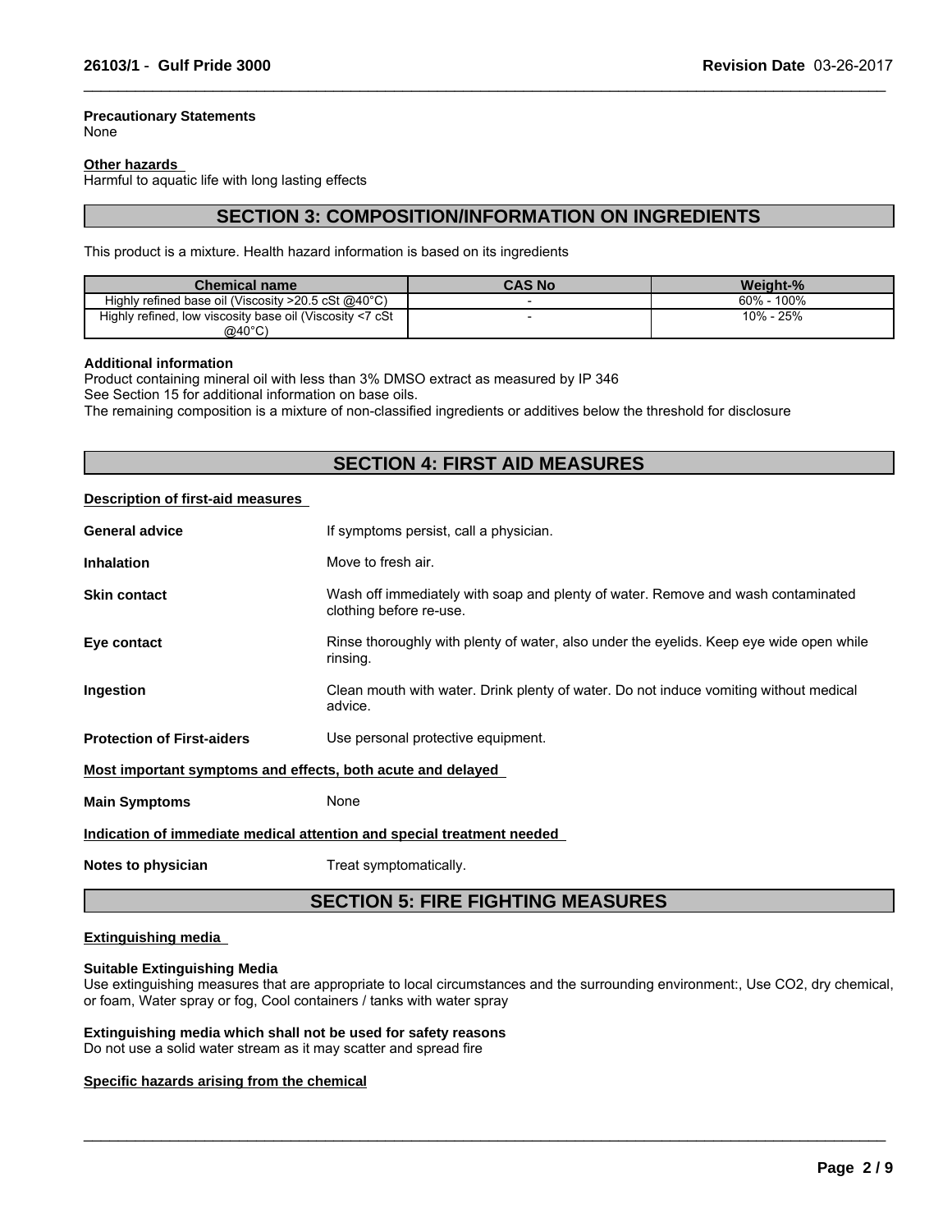**Precautionary Statements**
None

**Other hazards**
Harmful to aquatic life with long lasting effects

## SECTION 3: COMPOSITION/INFORMATION ON INGREDIENTS

This product is a mixture. Health hazard information is based on its ingredients

| Chemical name | CAS No | Weight-% |
|---|---|---|
| Highly refined base oil (Viscosity >20.5 cSt @40°C) | - | 60% - 100% |
| Highly refined, low viscosity base oil (Viscosity <7 cSt @40°C) | - | 10% - 25% |

**Additional information**
Product containing mineral oil with less than 3% DMSO extract as measured by IP 346
See Section 15 for additional information on base oils.
The remaining composition is a mixture of non-classified ingredients or additives below the threshold for disclosure

## SECTION 4: FIRST AID MEASURES

**Description of first-aid measures**

**General advice** If symptoms persist, call a physician.

**Inhalation** Move to fresh air.

**Skin contact** Wash off immediately with soap and plenty of water. Remove and wash contaminated clothing before re-use.

**Eye contact** Rinse thoroughly with plenty of water, also under the eyelids. Keep eye wide open while rinsing.

**Ingestion** Clean mouth with water. Drink plenty of water. Do not induce vomiting without medical advice.

**Protection of First-aiders** Use personal protective equipment.

**Most important symptoms and effects, both acute and delayed**

**Main Symptoms** None

**Indication of immediate medical attention and special treatment needed**

**Notes to physician** Treat symptomatically.

## SECTION 5: FIRE FIGHTING MEASURES

**Extinguishing media**

**Suitable Extinguishing Media**
Use extinguishing measures that are appropriate to local circumstances and the surrounding environment:, Use $CO_2$, dry chemical, or foam, Water spray or fog, Cool containers / tanks with water spray

**Extinguishing media which shall not be used for safety reasons**
Do not use a solid water stream as it may scatter and spread fire

**Specific hazards arising from the chemical**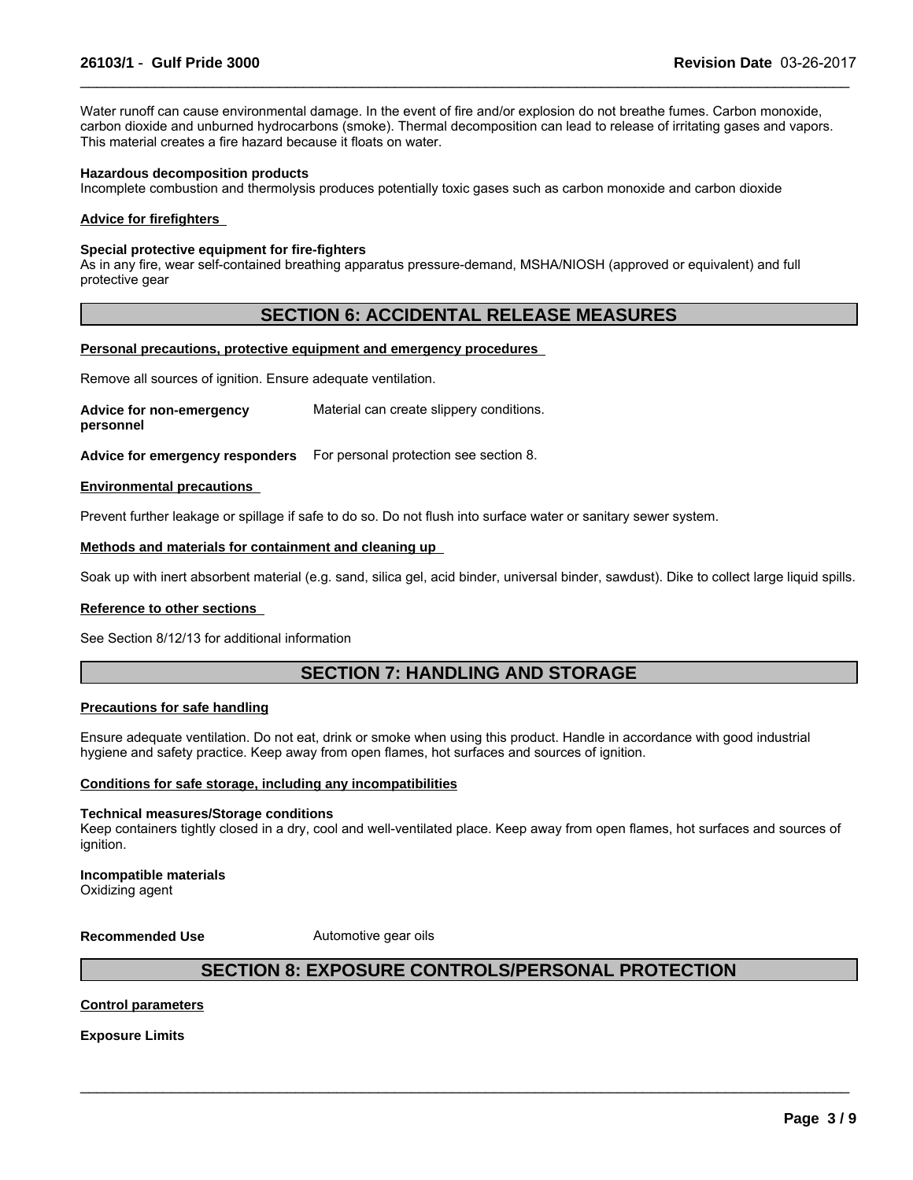Water runoff can cause environmental damage. In the event of fire and/or explosion do not breathe fumes. Carbon monoxide, carbon dioxide and unburned hydrocarbons (smoke). Thermal decomposition can lead to release of irritating gases and vapors. This material creates a fire hazard because it floats on water.

**Hazardous decomposition products**
Incomplete combustion and thermolysis produces potentially toxic gases such as carbon monoxide and carbon dioxide

**Advice for firefighters**

**Special protective equipment for fire-fighters**
As in any fire, wear self-contained breathing apparatus pressure-demand, MSHA/NIOSH (approved or equivalent) and full protective gear

## SECTION 6: ACCIDENTAL RELEASE MEASURES

**Personal precautions, protective equipment and emergency procedures**

Remove all sources of ignition. Ensure adequate ventilation.

**Advice for non-emergency personnel** Material can create slippery conditions.

**Advice for emergency responders** For personal protection see section 8.

**Environmental precautions**

Prevent further leakage or spillage if safe to do so. Do not flush into surface water or sanitary sewer system.

**Methods and materials for containment and cleaning up**

Soak up with inert absorbent material (e.g. sand, silica gel, acid binder, universal binder, sawdust). Dike to collect large liquid spills.

**Reference to other sections**

See Section 8/12/13 for additional information

## SECTION 7: HANDLING AND STORAGE

**Precautions for safe handling**

Ensure adequate ventilation. Do not eat, drink or smoke when using this product. Handle in accordance with good industrial hygiene and safety practice. Keep away from open flames, hot surfaces and sources of ignition.

**Conditions for safe storage, including any incompatibilities**

**Technical measures/Storage conditions**
Keep containers tightly closed in a dry, cool and well-ventilated place. Keep away from open flames, hot surfaces and sources of ignition.

**Incompatible materials**
Oxidizing agent

**Recommended Use** Automotive gear oils

## SECTION 8: EXPOSURE CONTROLS/PERSONAL PROTECTION

**Control parameters**

**Exposure Limits**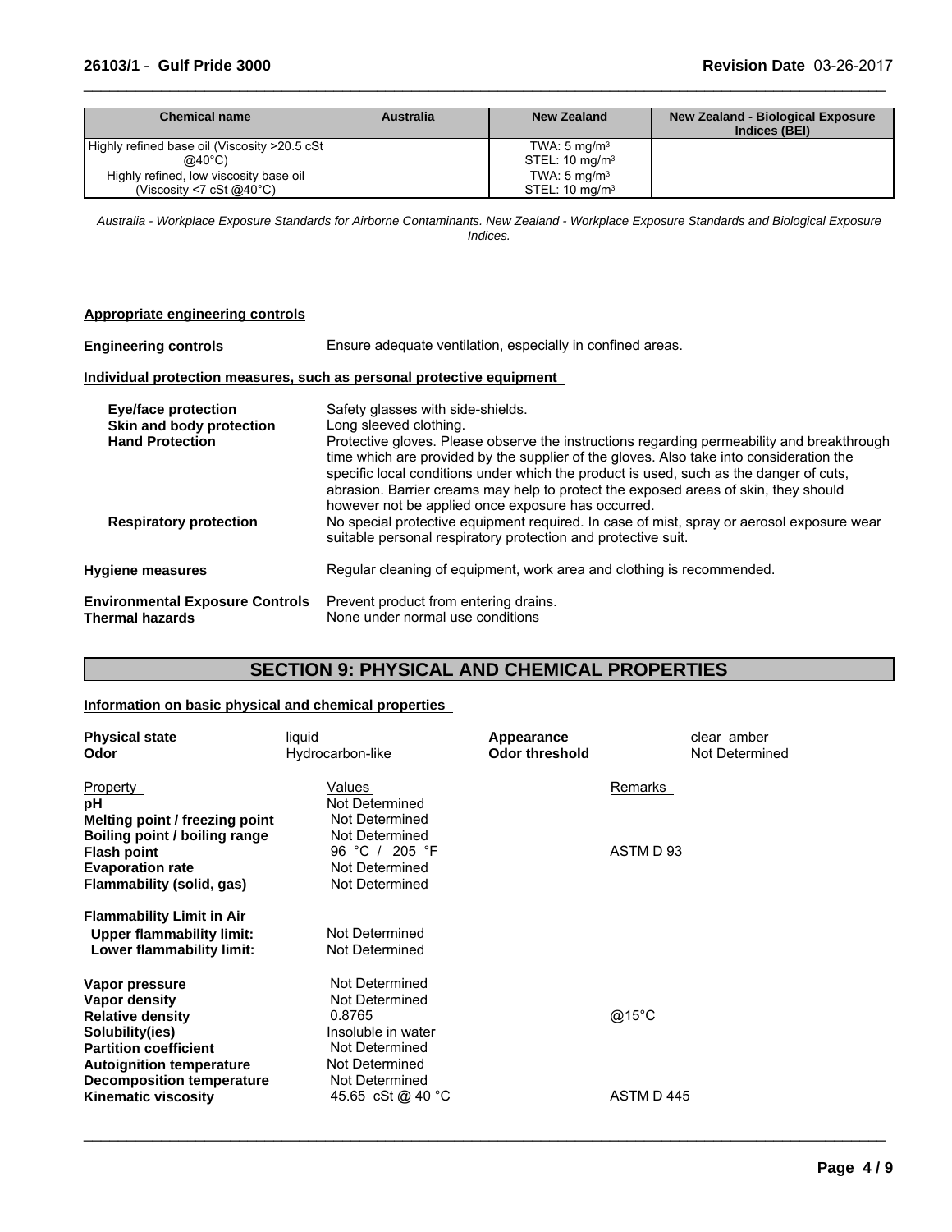| Chemical name | Australia | New Zealand | New Zealand - Biological Exposure Indices (BEI) |
|---|---|---|---|
| Highly refined base oil (Viscosity >20.5 cSt @40°C) | | TWA: 5 mg/m³<br>STEL: 10 mg/m³ | |
| Highly refined, low viscosity base oil (Viscosity <7 cSt @40°C) | | TWA: 5 mg/m³<br>STEL: 10 mg/m³ | |

*Australia - Workplace Exposure Standards for Airborne Contaminants. New Zealand - Workplace Exposure Standards and Biological Exposure Indices.*

**Appropriate engineering controls**

**Engineering controls** Ensure adequate ventilation, especially in confined areas.

**Individual protection measures, such as personal protective equipment**

**Eye/face protection** Safety glasses with side-shields.

**Skin and body protection** Long sleeved clothing.

**Hand Protection** Protective gloves. Please observe the instructions regarding permeability and breakthrough time which are provided by the supplier of the gloves. Also take into consideration the specific local conditions under which the product is used, such as the danger of cuts, abrasion. Barrier creams may help to protect the exposed areas of skin, they should however not be applied once exposure has occurred.

**Respiratory protection** No special protective equipment required. In case of mist, spray or aerosol exposure wear suitable personal respiratory protection and protective suit.

**Hygiene measures** Regular cleaning of equipment, work area and clothing is recommended.

**Environmental Exposure Controls** Prevent product from entering drains.

**Thermal hazards** None under normal use conditions

## SECTION 9: PHYSICAL AND CHEMICAL PROPERTIES

**Information on basic physical and chemical properties**

| | | | |
|---|---|---|---|
| **Physical state** | liquid | **Appearance** | clear amber |
| **Odor** | Hydrocarbon-like | **Odor threshold** | Not Determined |

| Property | Values | Remarks |
|---|---|---|
| **pH** | Not Determined | |
| **Melting point / freezing point** | Not Determined | |
| **Boiling point / boiling range** | Not Determined | |
| **Flash point** | 96 °C / 205 °F | ASTM D 93 |
| **Evaporation rate** | Not Determined | |
| **Flammability (solid, gas)** | Not Determined | |
| **Flammability Limit in Air** | | |
| **Upper flammability limit:** | Not Determined | |
| **Lower flammability limit:** | Not Determined | |
| **Vapor pressure** | Not Determined | |
| **Vapor density** | Not Determined | |
| **Relative density** | 0.8765 | @15°C |
| **Solubility(ies)** | Insoluble in water | |
| **Partition coefficient** | Not Determined | |
| **Autoignition temperature** | Not Determined | |
| **Decomposition temperature** | Not Determined | |
| **Kinematic viscosity** | 45.65 cSt @ 40 °C | ASTM D 445 |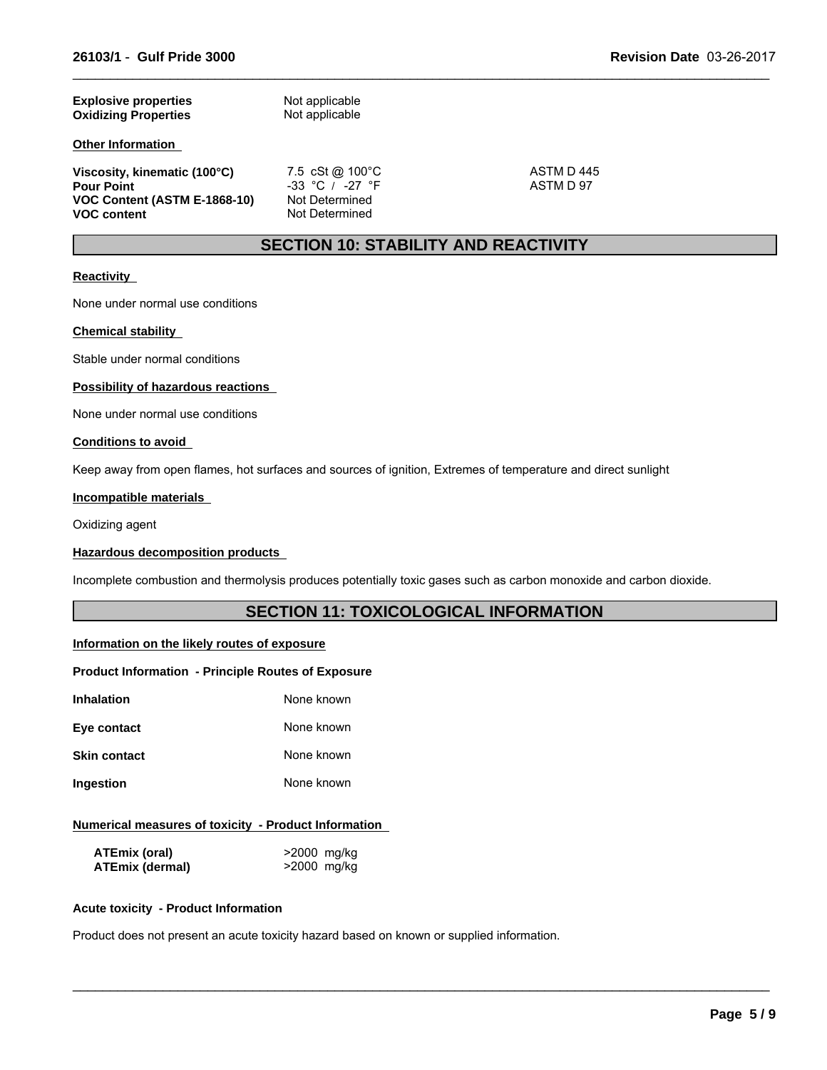| | | |
|---|---|---|
| **Explosive properties** | Not applicable | |
| **Oxidizing Properties** | Not applicable | |

**Other Information**

| | | |
|---|---|---|
| **Viscosity, kinematic (100°C)** | 7.5 cSt @ 100°C | ASTM D 445 |
| **Pour Point** | -33 °C / -27 °F | ASTM D 97 |
| **VOC Content (ASTM E-1868-10)** | Not Determined | |
| **VOC content** | Not Determined | |

## SECTION 10: STABILITY AND REACTIVITY

**Reactivity**

None under normal use conditions

**Chemical stability**

Stable under normal conditions

**Possibility of hazardous reactions**

None under normal use conditions

**Conditions to avoid**

Keep away from open flames, hot surfaces and sources of ignition, Extremes of temperature and direct sunlight

**Incompatible materials**

Oxidizing agent

**Hazardous decomposition products**

Incomplete combustion and thermolysis produces potentially toxic gases such as carbon monoxide and carbon dioxide.

## SECTION 11: TOXICOLOGICAL INFORMATION

**Information on the likely routes of exposure**

**Product Information - Principle Routes of Exposure**

| | |
|---|---|
| **Inhalation** | None known |
| **Eye contact** | None known |
| **Skin contact** | None known |
| **Ingestion** | None known |

**Numerical measures of toxicity - Product Information**

| | |
|---|---|
| **ATEmix (oral)** | >2000 mg/kg |
| **ATEmix (dermal)** | >2000 mg/kg |

**Acute toxicity - Product Information**

Product does not present an acute toxicity hazard based on known or supplied information.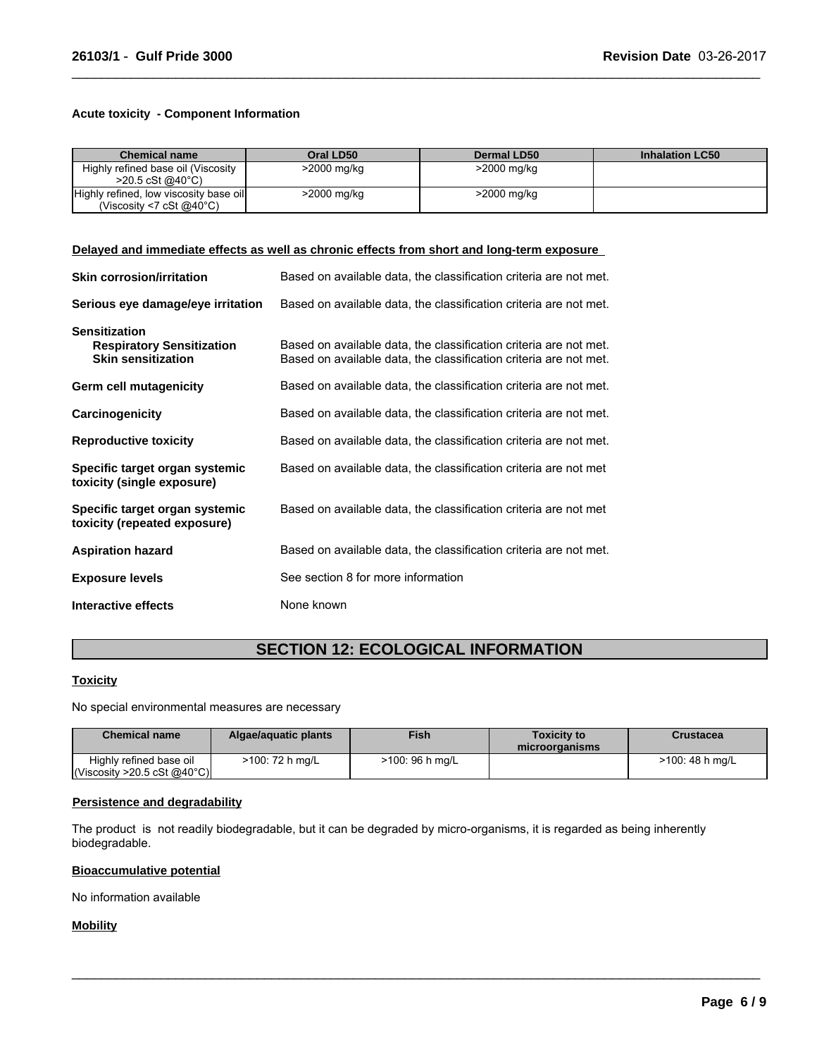### Acute toxicity - Component Information

| Chemical name | Oral LD50 | Dermal LD50 | Inhalation LC50 |
|---|---|---|---|
| Highly refined base oil (Viscosity >20.5 cSt @40°C) | >2000 mg/kg | >2000 mg/kg | |
| Highly refined, low viscosity base oil (Viscosity <7 cSt @40°C) | >2000 mg/kg | >2000 mg/kg | |

#### Delayed and immediate effects as well as chronic effects from short and long-term exposure

**Skin corrosion/irritation** Based on available data, the classification criteria are not met.

**Serious eye damage/eye irritation** Based on available data, the classification criteria are not met.

**Sensitization**

**Respiratory Sensitization** Based on available data, the classification criteria are not met.

**Skin sensitization** Based on available data, the classification criteria are not met.

**Germ cell mutagenicity** Based on available data, the classification criteria are not met.

**Carcinogenicity** Based on available data, the classification criteria are not met.

**Reproductive toxicity** Based on available data, the classification criteria are not met.

**Specific target organ systemic toxicity (single exposure)** Based on available data, the classification criteria are not met

**Specific target organ systemic toxicity (repeated exposure)** Based on available data, the classification criteria are not met

**Aspiration hazard** Based on available data, the classification criteria are not met.

**Exposure levels** See section 8 for more information

**Interactive effects** None known

## SECTION 12: ECOLOGICAL INFORMATION

#### Toxicity

No special environmental measures are necessary

| Chemical name | Algae/aquatic plants | Fish | Toxicity to microorganisms | Crustacea |
|---|---|---|---|---|
| Highly refined base oil (Viscosity >20.5 cSt @40°C) | >100: 72 h mg/L | >100: 96 h mg/L | | >100: 48 h mg/L |

#### Persistence and degradability

The product is not readily biodegradable, but it can be degraded by micro-organisms, it is regarded as being inherently biodegradable.

#### Bioaccumulative potential

No information available

#### Mobility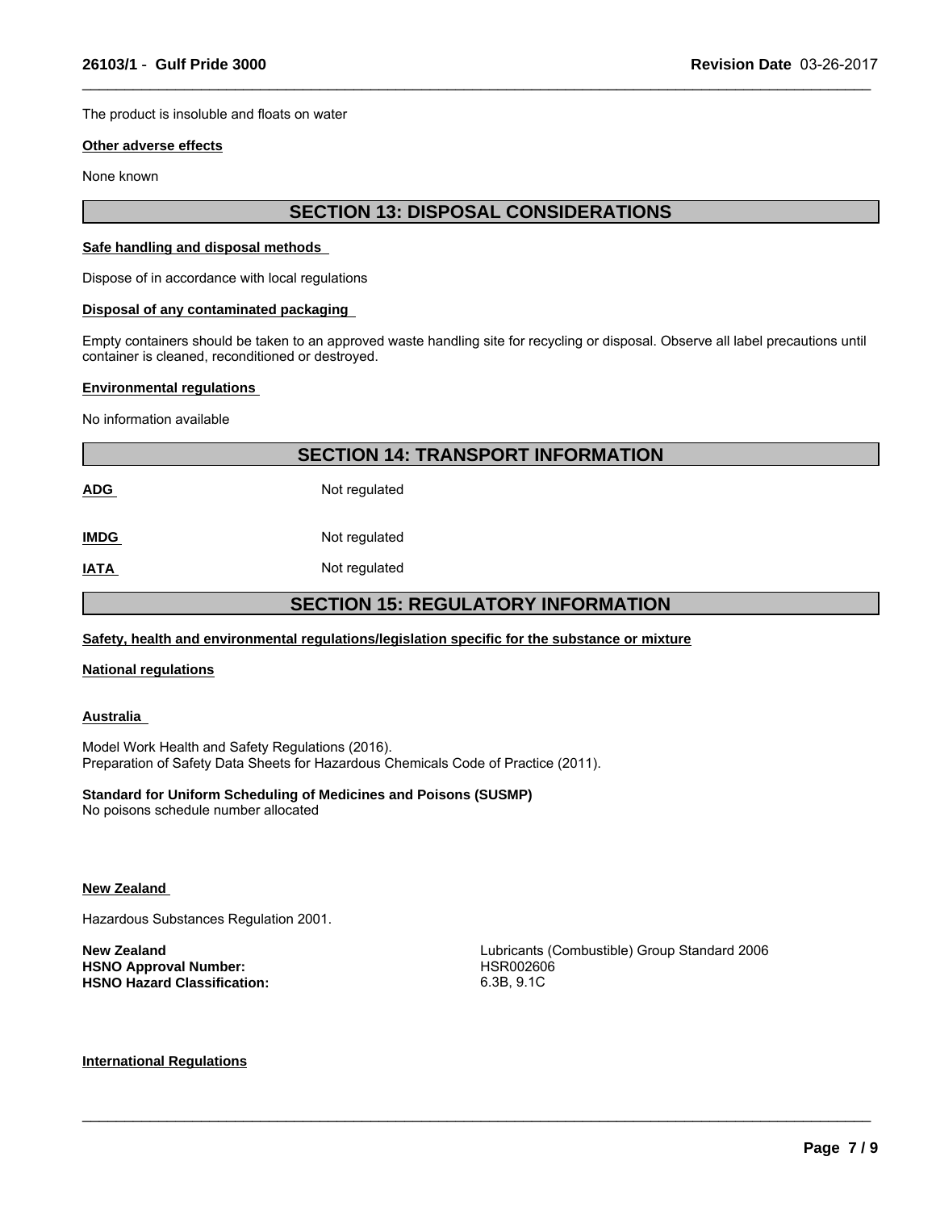The product is insoluble and floats on water

**Other adverse effects**

None known

## SECTION 13: DISPOSAL CONSIDERATIONS

**Safe handling and disposal methods**

Dispose of in accordance with local regulations

**Disposal of any contaminated packaging**

Empty containers should be taken to an approved waste handling site for recycling or disposal. Observe all label precautions until container is cleaned, reconditioned or destroyed.

**Environmental regulations**

No information available

## SECTION 14: TRANSPORT INFORMATION

| | |
|---|---|
| **ADG** | Not regulated |
| **IMDG** | Not regulated |
| **IATA** | Not regulated |

## SECTION 15: REGULATORY INFORMATION

**Safety, health and environmental regulations/legislation specific for the substance or mixture**

**National regulations**

**Australia**

Model Work Health and Safety Regulations (2016).
Preparation of Safety Data Sheets for Hazardous Chemicals Code of Practice (2011).

**Standard for Uniform Scheduling of Medicines and Poisons (SUSMP)**
No poisons schedule number allocated

**New Zealand**

Hazardous Substances Regulation 2001.

| | |
|---|---|
| **New Zealand** | Lubricants (Combustible) Group Standard 2006 |
| **HSNO Approval Number:** | HSR002606 |
| **HSNO Hazard Classification:** | 6.3B, 9.1C |

**International Regulations**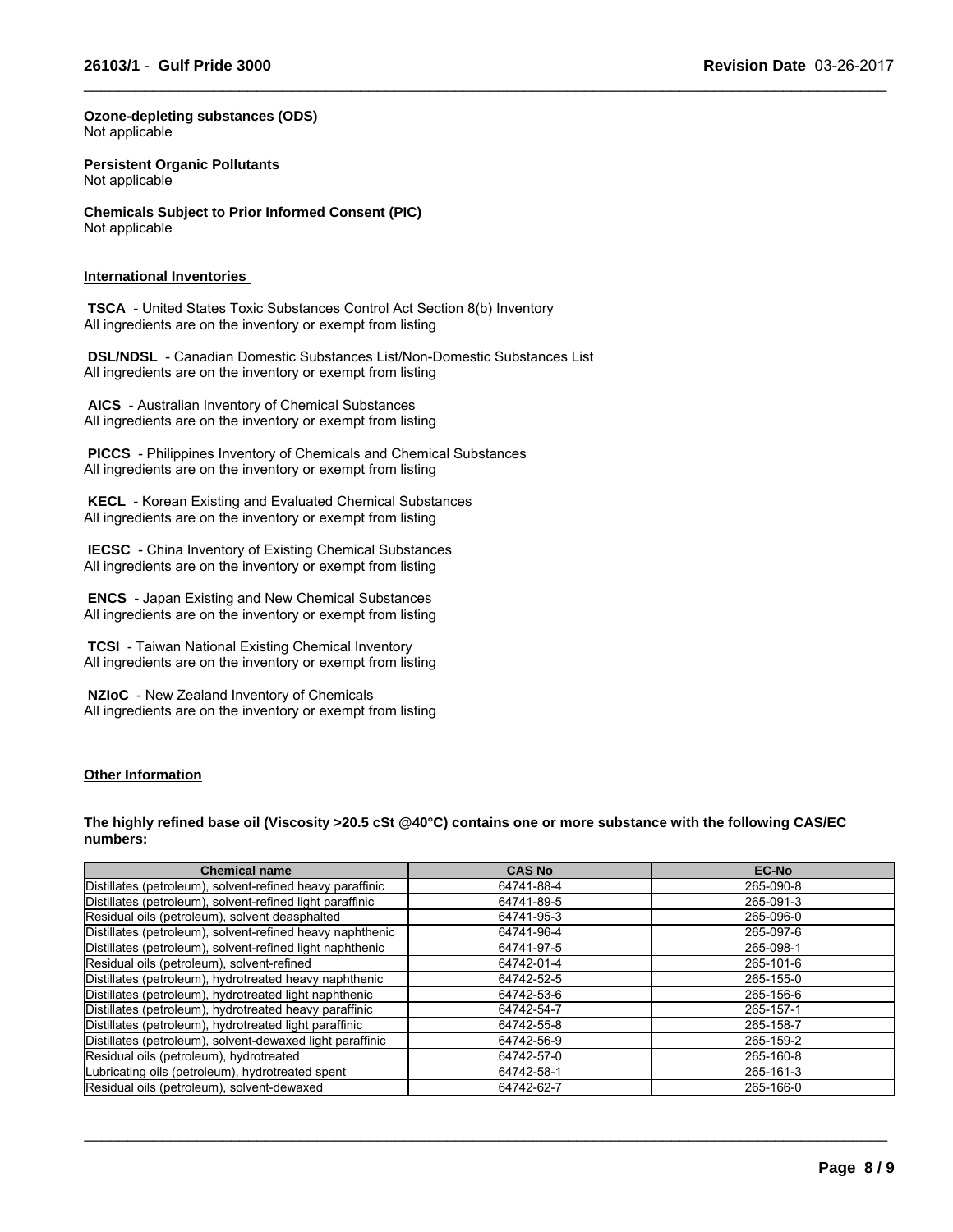**Ozone-depleting substances (ODS)**
Not applicable

**Persistent Organic Pollutants**
Not applicable

**Chemicals Subject to Prior Informed Consent (PIC)**
Not applicable

## International Inventories

**TSCA** - United States Toxic Substances Control Act Section 8(b) Inventory
All ingredients are on the inventory or exempt from listing

**DSL/NDSL** - Canadian Domestic Substances List/Non-Domestic Substances List
All ingredients are on the inventory or exempt from listing

**AICS** - Australian Inventory of Chemical Substances
All ingredients are on the inventory or exempt from listing

**PICCS** - Philippines Inventory of Chemicals and Chemical Substances
All ingredients are on the inventory or exempt from listing

**KECL** - Korean Existing and Evaluated Chemical Substances
All ingredients are on the inventory or exempt from listing

**IECSC** - China Inventory of Existing Chemical Substances
All ingredients are on the inventory or exempt from listing

**ENCS** - Japan Existing and New Chemical Substances
All ingredients are on the inventory or exempt from listing

**TCSI** - Taiwan National Existing Chemical Inventory
All ingredients are on the inventory or exempt from listing

**NZIoC** - New Zealand Inventory of Chemicals
All ingredients are on the inventory or exempt from listing

## Other Information

**The highly refined base oil (Viscosity >20.5 cSt @40°C) contains one or more substance with the following CAS/EC numbers:**

| Chemical name | CAS No | EC-No |
|---|---|---|
| Distillates (petroleum), solvent-refined heavy paraffinic | 64741-88-4 | 265-090-8 |
| Distillates (petroleum), solvent-refined light paraffinic | 64741-89-5 | 265-091-3 |
| Residual oils (petroleum), solvent deasphalted | 64741-95-3 | 265-096-0 |
| Distillates (petroleum), solvent-refined heavy naphthenic | 64741-96-4 | 265-097-6 |
| Distillates (petroleum), solvent-refined light naphthenic | 64741-97-5 | 265-098-1 |
| Residual oils (petroleum), solvent-refined | 64742-01-4 | 265-101-6 |
| Distillates (petroleum), hydrotreated heavy naphthenic | 64742-52-5 | 265-155-0 |
| Distillates (petroleum), hydrotreated light naphthenic | 64742-53-6 | 265-156-6 |
| Distillates (petroleum), hydrotreated heavy paraffinic | 64742-54-7 | 265-157-1 |
| Distillates (petroleum), hydrotreated light paraffinic | 64742-55-8 | 265-158-7 |
| Distillates (petroleum), solvent-dewaxed light paraffinic | 64742-56-9 | 265-159-2 |
| Residual oils (petroleum), hydrotreated | 64742-57-0 | 265-160-8 |
| Lubricating oils (petroleum), hydrotreated spent | 64742-58-1 | 265-161-3 |
| Residual oils (petroleum), solvent-dewaxed | 64742-62-7 | 265-166-0 |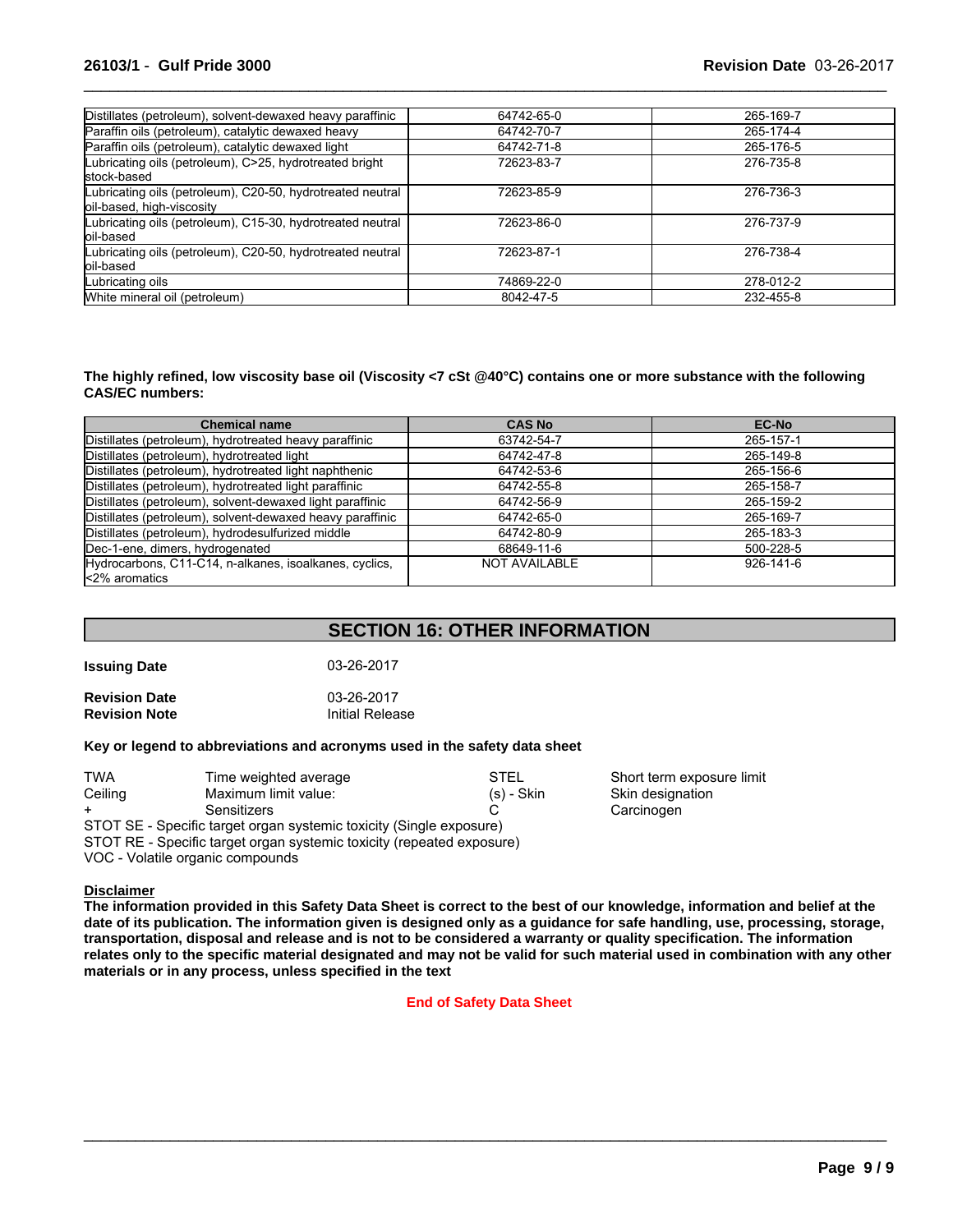| | | |
|---|---|---|
| Distillates (petroleum), solvent-dewaxed heavy paraffinic | 64742-65-0 | 265-169-7 |
| Paraffin oils (petroleum), catalytic dewaxed heavy | 64742-70-7 | 265-174-4 |
| Paraffin oils (petroleum), catalytic dewaxed light | 64742-71-8 | 265-176-5 |
| Lubricating oils (petroleum), C>25, hydrotreated bright stock-based | 72623-83-7 | 276-735-8 |
| Lubricating oils (petroleum), C20-50, hydrotreated neutral oil-based, high-viscosity | 72623-85-9 | 276-736-3 |
| Lubricating oils (petroleum), C15-30, hydrotreated neutral oil-based | 72623-86-0 | 276-737-9 |
| Lubricating oils (petroleum), C20-50, hydrotreated neutral oil-based | 72623-87-1 | 276-738-4 |
| Lubricating oils | 74869-22-0 | 278-012-2 |
| White mineral oil (petroleum) | 8042-47-5 | 232-455-8 |

**The highly refined, low viscosity base oil (Viscosity <7 cSt @40°C) contains one or more substance with the following CAS/EC numbers:**

| Chemical name | CAS No | EC-No |
|---|---|---|
| Distillates (petroleum), hydrotreated heavy paraffinic | 63742-54-7 | 265-157-1 |
| Distillates (petroleum), hydrotreated light | 64742-47-8 | 265-149-8 |
| Distillates (petroleum), hydrotreated light naphthenic | 64742-53-6 | 265-156-6 |
| Distillates (petroleum), hydrotreated light paraffinic | 64742-55-8 | 265-158-7 |
| Distillates (petroleum), solvent-dewaxed light paraffinic | 64742-56-9 | 265-159-2 |
| Distillates (petroleum), solvent-dewaxed heavy paraffinic | 64742-65-0 | 265-169-7 |
| Distillates (petroleum), hydrodesulfurized middle | 64742-80-9 | 265-183-3 |
| Dec-1-ene, dimers, hydrogenated | 68649-11-6 | 500-228-5 |
| Hydrocarbons, C11-C14, n-alkanes, isoalkanes, cyclics, <2% aromatics | NOT AVAILABLE | 926-141-6 |

## SECTION 16: OTHER INFORMATION

**Issuing Date** 03-26-2017

**Revision Date** 03-26-2017
**Revision Note** Initial Release

**Key or legend to abbreviations and acronyms used in the safety data sheet**

| | | | |
|---|---|---|---|
| TWA | Time weighted average | STEL | Short term exposure limit |
| Ceiling | Maximum limit value: | (s) - Skin | Skin designation |
| + | Sensitizers | C | Carcinogen |

STOT SE - Specific target organ systemic toxicity (Single exposure)
STOT RE - Specific target organ systemic toxicity (repeated exposure)
VOC - Volatile organic compounds

**Disclaimer**

**The information provided in this Safety Data Sheet is correct to the best of our knowledge, information and belief at the date of its publication. The information given is designed only as a guidance for safe handling, use, processing, storage, transportation, disposal and release and is not to be considered a warranty or quality specification. The information relates only to the specific material designated and may not be valid for such material used in combination with any other materials or in any process, unless specified in the text**

**End of Safety Data Sheet**